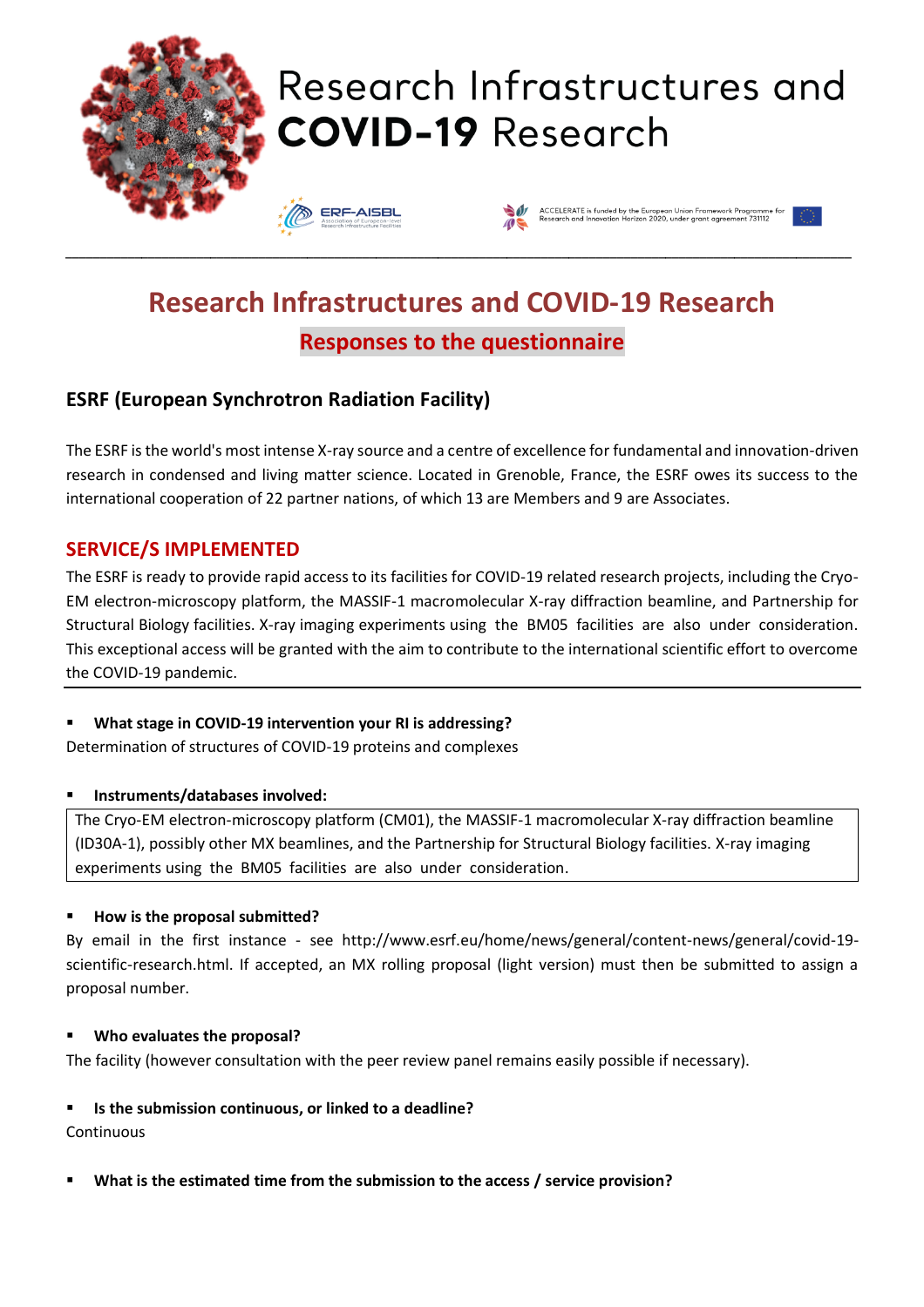# Research Infrastructures and COVID-19 Research

ERF-AISBL Association of European-level Research Infrastructure Facilities

ACCELERATE is funded by the European Union Framework Programme for Research and Innovation Horizon 2020, under grant agreement 731112

## Research Infrastructures and COVID-19 Research

### Responses to the questionnaire

### ESRF (European Synchrotron Radiation Facility)

The ESRF is the world's most intense X-ray source and a centre of excellence for fundamental and innovation-driven research in condensed and living matter science. Located in Grenoble, France, the ESRF owes its success to the international cooperation of 22 partner nations, of which 13 are Members and 9 are Associates.

### SERVICE/S IMPLEMENTED

The ESRF is ready to provide rapid access to its facilities for COVID-19 related research projects, including the Cryo-EM electron-microscopy platform, the MASSIF-1 macromolecular X-ray diffraction beamline, and Partnership for Structural Biology facilities. X-ray imaging experiments using the BM05 facilities are also under consideration. This exceptional access will be granted with the aim to contribute to the international scientific effort to overcome the COVID-19 pandemic.

- **What stage in COVID-19 intervention your RI is addressing?**

Determination of structures of COVID-19 proteins and complexes

- **Instruments/databases involved:**

The Cryo-EM electron-microscopy platform (CM01), the MASSIF-1 macromolecular X-ray diffraction beamline (ID30A-1), possibly other MX beamlines, and the Partnership for Structural Biology facilities. X-ray imaging experiments using the BM05 facilities are also under consideration.

- **How is the proposal submitted?**

By email in the first instance - see http://www.esrf.eu/home/news/general/content-news/general/covid-19-scientific-research.html. If accepted, an MX rolling proposal (light version) must then be submitted to assign a proposal number.

- **Who evaluates the proposal?**

The facility (however consultation with the peer review panel remains easily possible if necessary).

- **Is the submission continuous, or linked to a deadline?**

Continuous

- **What is the estimated time from the submission to the access / service provision?**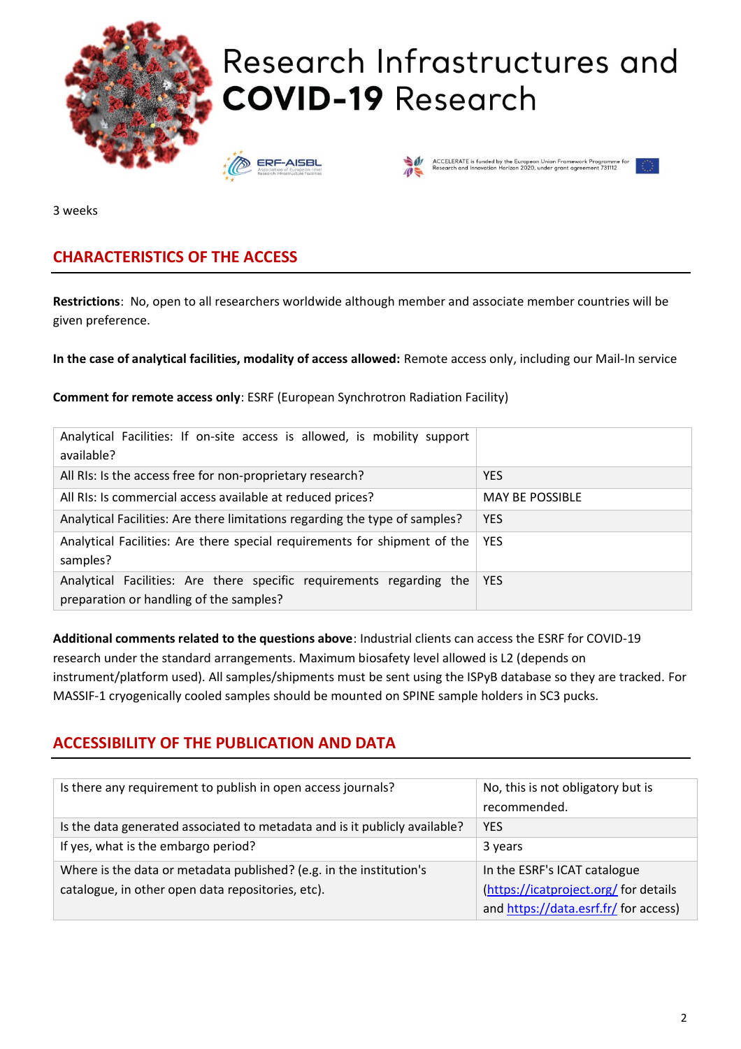3 weeks

## CHARACTERISTICS OF THE ACCESS

**Restrictions**: No, open to all researchers worldwide although member and associate member countries will be given preference.

**In the case of analytical facilities, modality of access allowed:** Remote access only, including our Mail-In service

**Comment for remote access only**: ESRF (European Synchrotron Radiation Facility)

| | |
|---|---|
| Analytical Facilities: If on-site access is allowed, is mobility support available? | |
| All RIs: Is the access free for non-proprietary research? | YES |
| All RIs: Is commercial access available at reduced prices? | MAY BE POSSIBLE |
| Analytical Facilities: Are there limitations regarding the type of samples? | YES |
| Analytical Facilities: Are there special requirements for shipment of the samples? | YES |
| Analytical Facilities: Are there specific requirements regarding the preparation or handling of the samples? | YES |

**Additional comments related to the questions above**: Industrial clients can access the ESRF for COVID-19 research under the standard arrangements. Maximum biosafety level allowed is L2 (depends on instrument/platform used). All samples/shipments must be sent using the ISPyB database so they are tracked. For MASSIF-1 cryogenically cooled samples should be mounted on SPINE sample holders in SC3 pucks.

## ACCESSIBILITY OF THE PUBLICATION AND DATA

| | |
|---|---|
| Is there any requirement to publish in open access journals? | No, this is not obligatory but is recommended. |
| Is the data generated associated to metadata and is it publicly available? | YES |
| If yes, what is the embargo period? | 3 years |
| Where is the data or metadata published? (e.g. in the institution's catalogue, in other open data repositories, etc). | In the ESRF's ICAT catalogue (https://icatproject.org/ for details and https://data.esrf.fr/ for access) |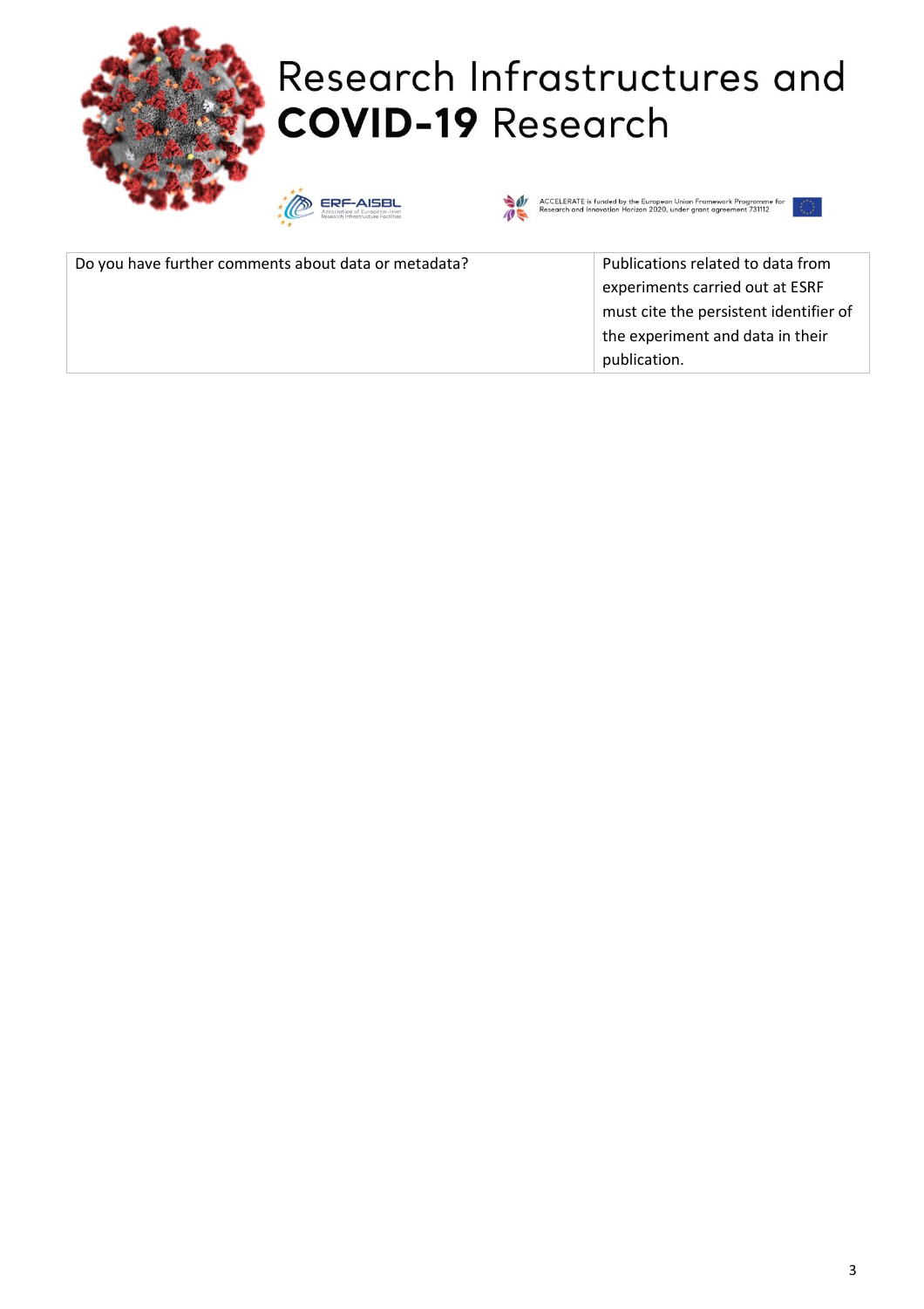| | |
|---|---|
| Do you have further comments about data or metadata? | Publications related to data from experiments carried out at ESRF must cite the persistent identifier of the experiment and data in their publication. |